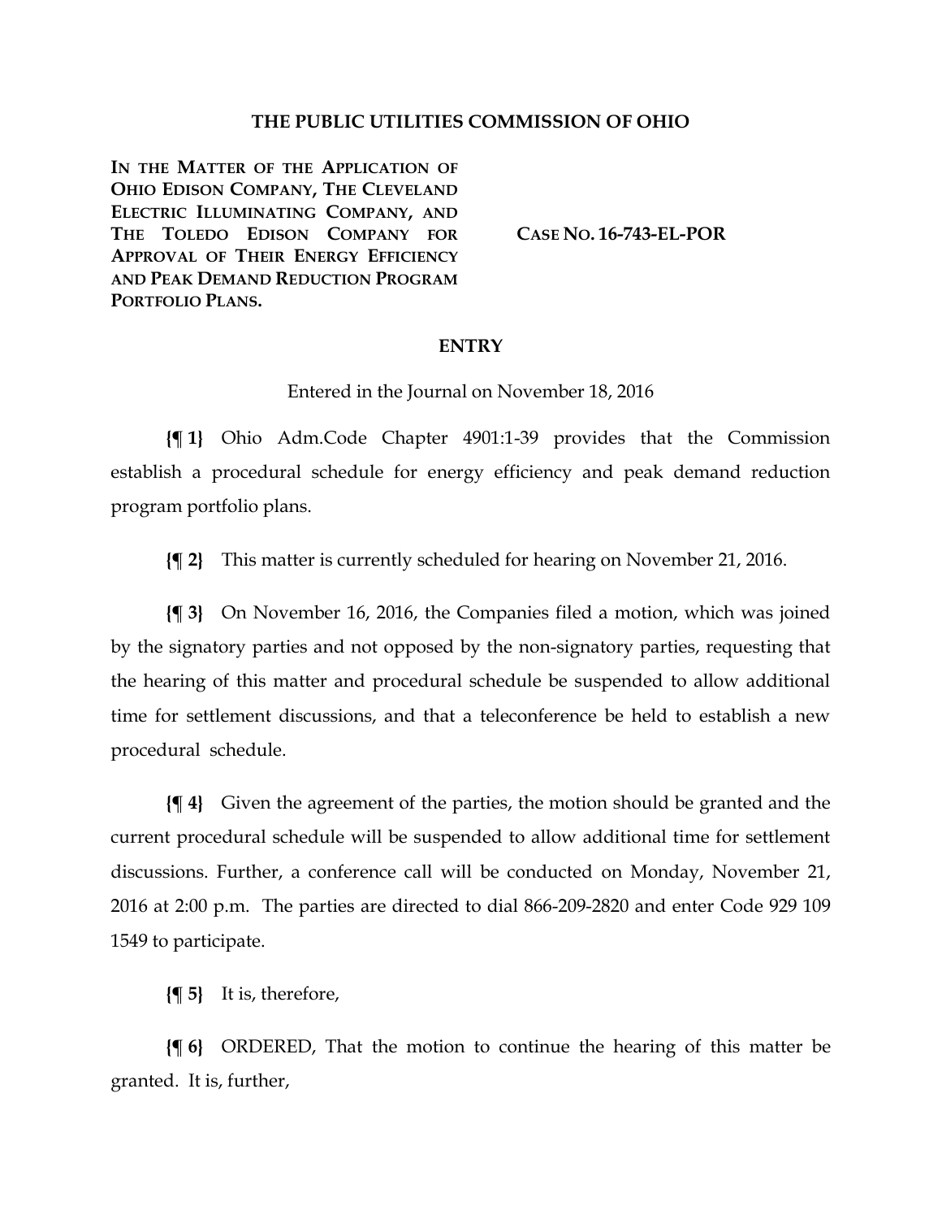## THE PUBLIC UTILITIES COMMISSION OF OHIO

**IN THE MATTER OF THE APPLICATION OF OHIO EDISON COMPANY, THE CLEVELAND ELECTRIC ILLUMINATING COMPANY, AND THE TOLEDO EDISON COMPANY FOR APPROVAL OF THEIR ENERGY EFFICIENCY AND PEAK DEMAND REDUCTION PROGRAM PORTFOLIO PLANS.**

**CASE NO. 16-743-EL-POR**

### ENTRY

Entered in the Journal on November 18, 2016

**{¶ 1}** Ohio Adm.Code Chapter 4901:1-39 provides that the Commission establish a procedural schedule for energy efficiency and peak demand reduction program portfolio plans.

**{¶ 2}** This matter is currently scheduled for hearing on November 21, 2016.

**{¶ 3}** On November 16, 2016, the Companies filed a motion, which was joined by the signatory parties and not opposed by the non-signatory parties, requesting that the hearing of this matter and procedural schedule be suspended to allow additional time for settlement discussions, and that a teleconference be held to establish a new procedural schedule.

**{¶ 4}** Given the agreement of the parties, the motion should be granted and the current procedural schedule will be suspended to allow additional time for settlement discussions. Further, a conference call will be conducted on Monday, November 21, 2016 at 2:00 p.m. The parties are directed to dial 866-209-2820 and enter Code 929 109 1549 to participate.

**{¶ 5}** It is, therefore,

**{¶ 6}** ORDERED, That the motion to continue the hearing of this matter be granted. It is, further,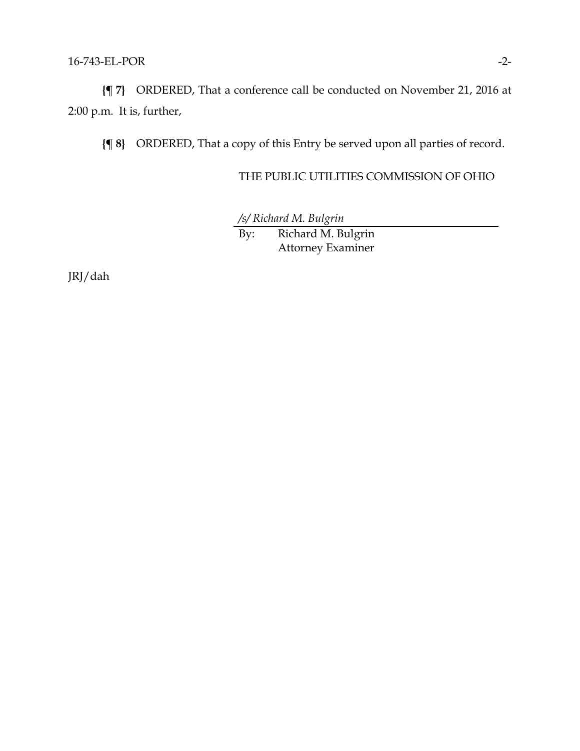**{¶ 7}** ORDERED, That a conference call be conducted on November 21, 2016 at 2:00 p.m. It is, further,

**{¶ 8}** ORDERED, That a copy of this Entry be served upon all parties of record.

THE PUBLIC UTILITIES COMMISSION OF OHIO

*/s/ Richard M. Bulgrin*

By: Richard M. Bulgrin
Attorney Examiner

JRJ/dah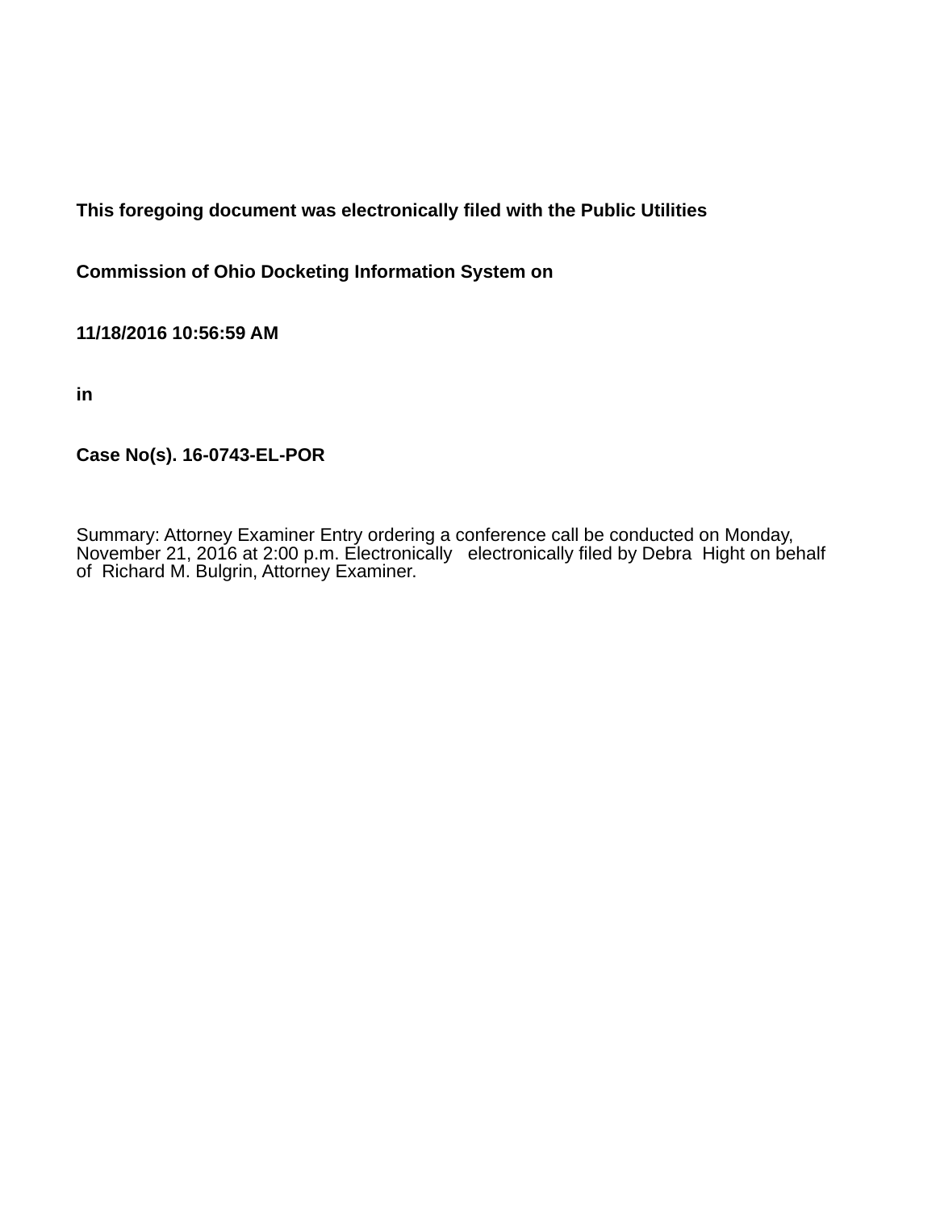**This foregoing document was electronically filed with the Public Utilities**

**Commission of Ohio Docketing Information System on**

**11/18/2016 10:56:59 AM**

**in**

**Case No(s). 16-0743-EL-POR**

Summary: Attorney Examiner Entry ordering a conference call be conducted on Monday, November 21, 2016 at 2:00 p.m. Electronically electronically filed by Debra Hight on behalf of Richard M. Bulgrin, Attorney Examiner.